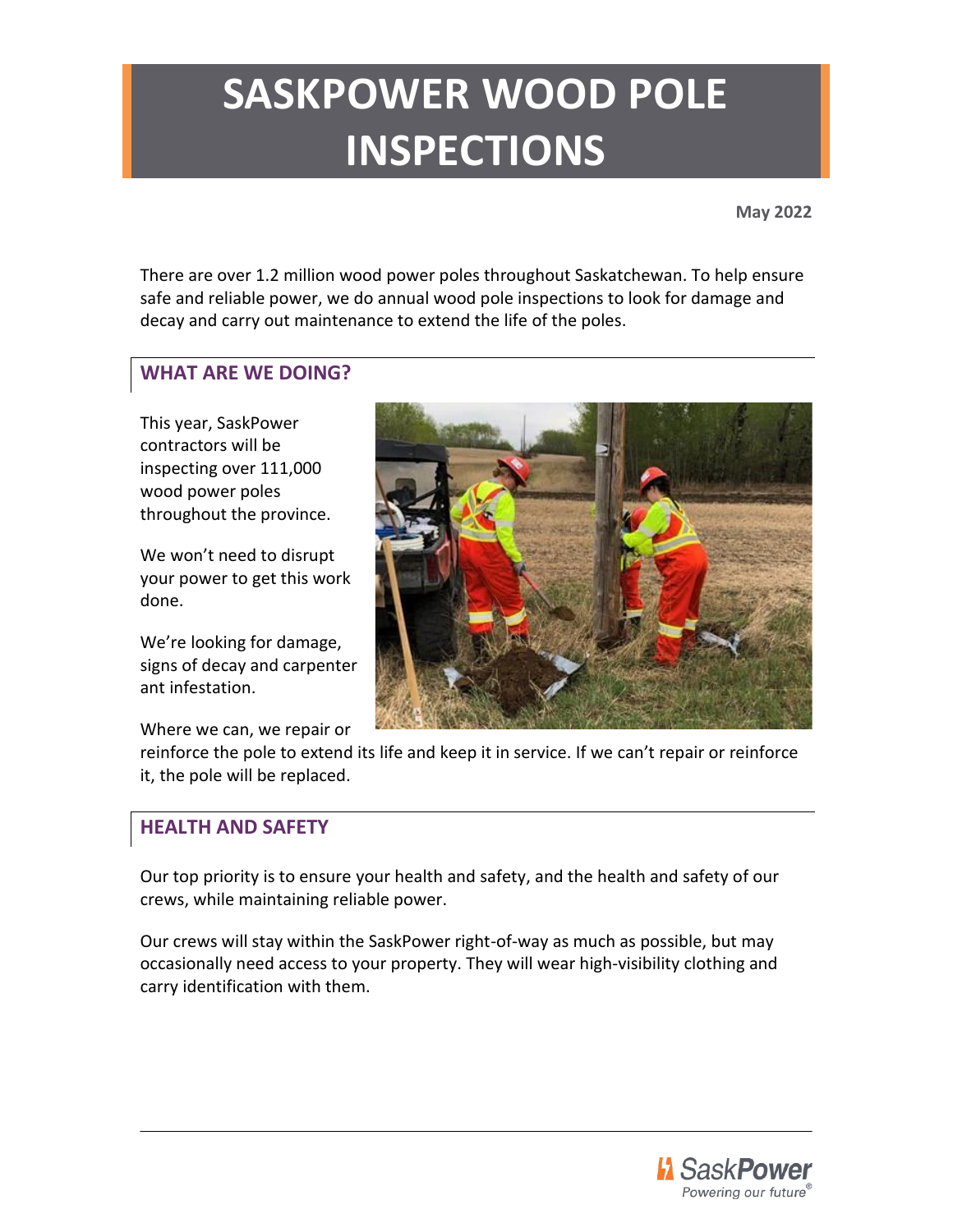# SASKPOWER WOOD POLE INSPECTIONS

**May 2022**

There are over 1.2 million wood power poles throughout Saskatchewan. To help ensure safe and reliable power, we do annual wood pole inspections to look for damage and decay and carry out maintenance to extend the life of the poles.

## WHAT ARE WE DOING?

This year, SaskPower contractors will be inspecting over 111,000 wood power poles throughout the province.

We won't need to disrupt your power to get this work done.

We're looking for damage, signs of decay and carpenter ant infestation.

Where we can, we repair or reinforce the pole to extend its life and keep it in service. If we can't repair or reinforce it, the pole will be replaced.

## HEALTH AND SAFETY

Our top priority is to ensure your health and safety, and the health and safety of our crews, while maintaining reliable power.

Our crews will stay within the SaskPower right-of-way as much as possible, but may occasionally need access to your property. They will wear high-visibility clothing and carry identification with them.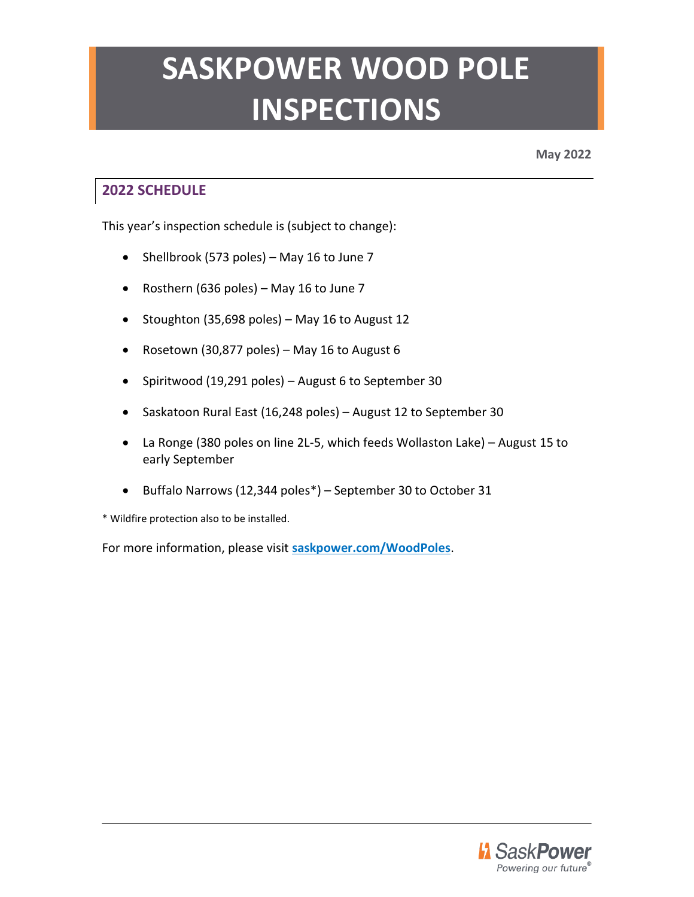# SASKPOWER WOOD POLE INSPECTIONS

**May 2022**

## 2022 SCHEDULE

This year's inspection schedule is (subject to change):

- Shellbrook (573 poles) – May 16 to June 7
- Rosthern (636 poles) – May 16 to June 7
- Stoughton (35,698 poles) – May 16 to August 12
- Rosetown (30,877 poles) – May 16 to August 6
- Spiritwood (19,291 poles) – August 6 to September 30
- Saskatoon Rural East (16,248 poles) – August 12 to September 30
- La Ronge (380 poles on line 2L-5, which feeds Wollaston Lake) – August 15 to early September
- Buffalo Narrows (12,344 poles*) – September 30 to October 31

* Wildfire protection also to be installed.

For more information, please visit **saskpower.com/WoodPoles**.